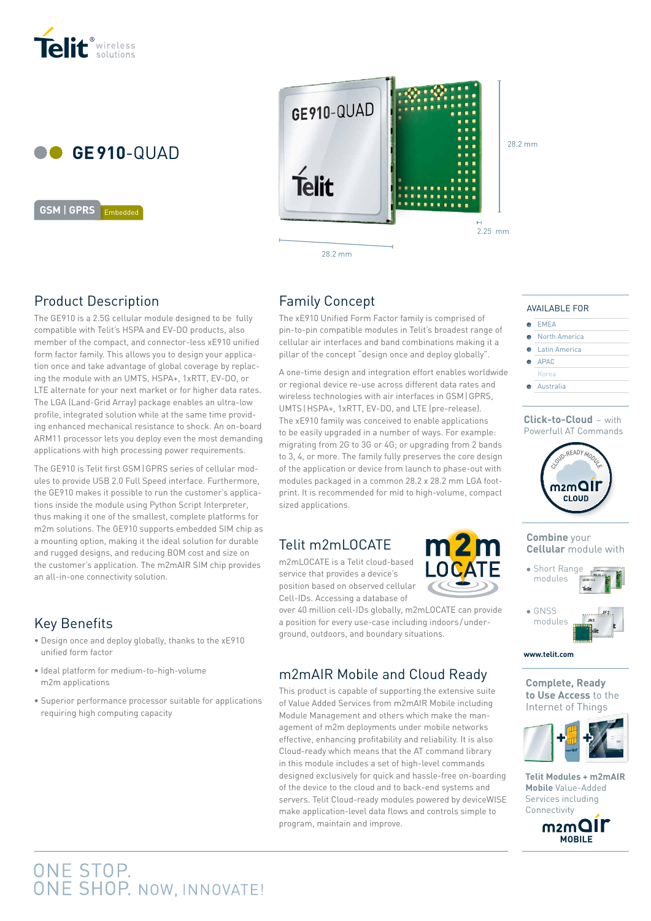Telit wireless solutions

# GE910-QUAD

GSM | GPRS Embedded

28.2 mm

28.2 mm

2.25 mm

## Product Description

The GE910 is a 2.5G cellular module designed to be fully compatible with Telit's HSPA and EV-DO products, also member of the compact, and connector-less xE910 unified form factor family. This allows you to design your application once and take advantage of global coverage by replacing the module with an UMTS, HSPA+, 1xRTT, EV-DO, or LTE alternate for your next market or for higher data rates. The LGA (Land-Grid Array) package enables an ultra-low profile, integrated solution while at the same time providing enhanced mechanical resistance to shock. An on-board ARM11 processor lets you deploy even the most demanding applications with high processing power requirements.

The GE910 is Telit first GSM | GPRS series of cellular modules to provide USB 2.0 Full Speed interface. Furthermore, the GE910 makes it possible to run the customer's applications inside the module using Python Script Interpreter, thus making it one of the smallest, complete platforms for m2m solutions. The GE910 supports embedded SIM chip as a mounting option, making it the ideal solution for durable and rugged designs, and reducing BOM cost and size on the customer's application. The m2mAIR SIM chip provides an all-in-one connectivity solution.

## Key Benefits

- Design once and deploy globally, thanks to the xE910 unified form factor
- Ideal platform for medium-to-high-volume m2m applications
- Superior performance processor suitable for applications requiring high computing capacity

## Family Concept

The xE910 Unified Form Factor family is comprised of pin-to-pin compatible modules in Telit's broadest range of cellular air interfaces and band combinations making it a pillar of the concept "design once and deploy globally".

A one-time design and integration effort enables worldwide or regional device re-use across different data rates and wireless technologies with air interfaces in GSM | GPRS, UMTS | HSPA+, 1xRTT, EV-DO, and LTE (pre-release). The xE910 family was conceived to enable applications to be easily upgraded in a number of ways. For example: migrating from 2G to 3G or 4G; or upgrading from 2 bands to 3, 4, or more. The family fully preserves the core design of the application or device from launch to phase-out with modules packaged in a common 28.2 x 28.2 mm LGA footprint. It is recommended for mid to high-volume, compact sized applications.

## Telit m2mLOCATE

m2mLOCATE is a Telit cloud-based service that provides a device's position based on observed cellular Cell-IDs. Accessing a database of over 40 million cell-IDs globally, m2mLOCATE can provide a position for every use-case including indoors / underground, outdoors, and boundary situations.

## m2mAIR Mobile and Cloud Ready

This product is capable of supporting the extensive suite of Value Added Services from m2mAIR Mobile including Module Management and others which make the management of m2m deployments under mobile networks effective, enhancing profitability and reliability. It is also Cloud-ready which means that the AT command library in this module includes a set of high-level commands designed exclusively for quick and hassle-free on-boarding of the device to the cloud and to back-end systems and servers. Telit Cloud-ready modules powered by deviceWISE make application-level data flows and controls simple to program, maintain and improve.

### AVAILABLE FOR

- EMEA
- North America
- Latin America
- APAC
- Korea
- Australia

**Click-to-Cloud** – with Powerfull AT Commands

CLOUD-READY MODULE m2mAIR CLOUD

**Combine** your **Cellular** module with

- Short Range modules
- GNSS modules

www.telit.com

**Complete, Ready to Use Access** to the Internet of Things

**Telit Modules + m2mAIR Mobile** Value-Added Services including Connectivity

m2mAIR MOBILE

ONE STOP.
ONE SHOP. NOW, INNOVATE!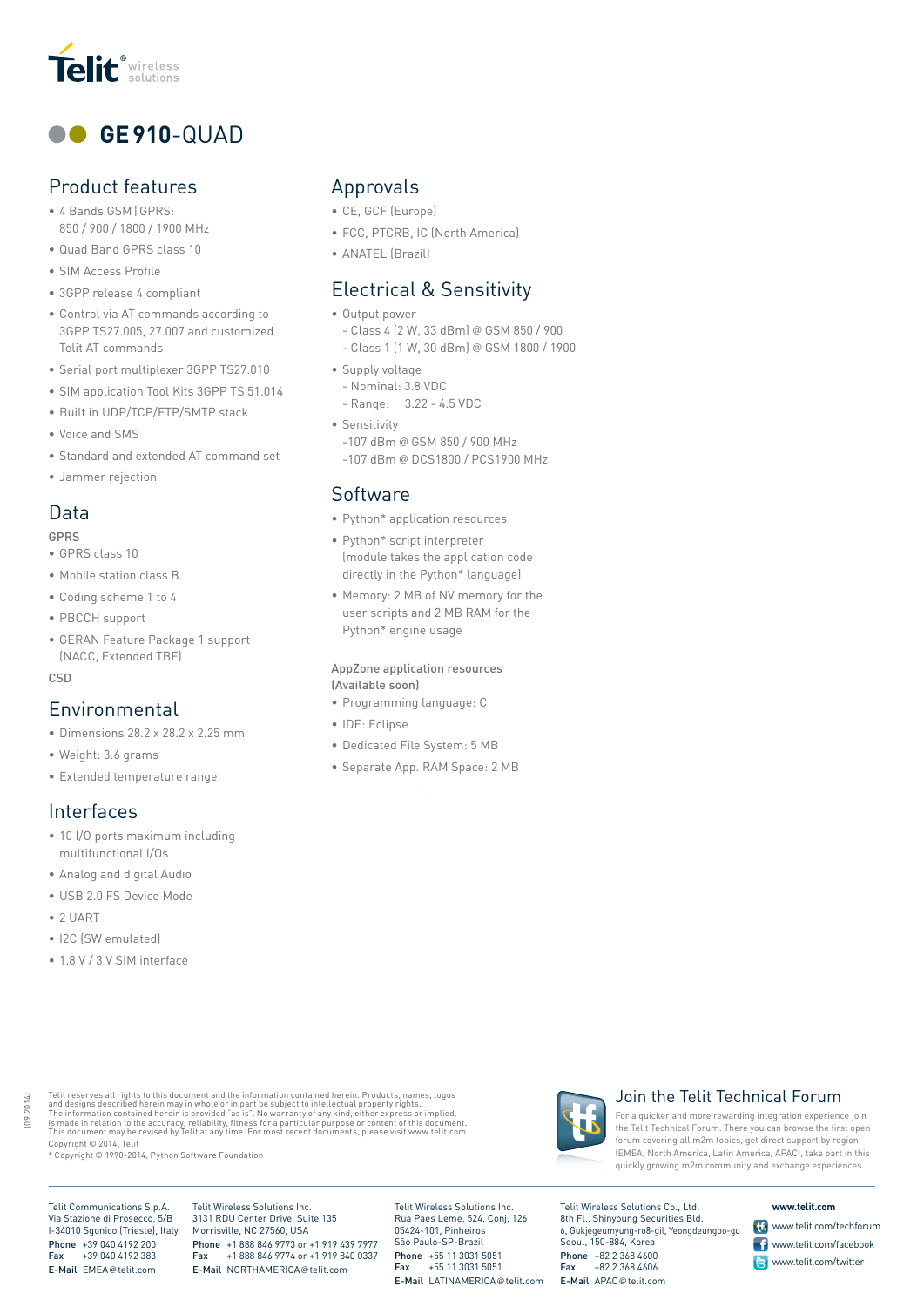# GE910-QUAD

## Product features

- 4 Bands GSM | GPRS: 850 / 900 / 1800 / 1900 MHz
- Quad Band GPRS class 10
- SIM Access Profile
- 3GPP release 4 compliant
- Control via AT commands according to 3GPP TS27.005, 27.007 and customized Telit AT commands
- Serial port multiplexer 3GPP TS27.010
- SIM application Tool Kits 3GPP TS 51.014
- Built in UDP/TCP/FTP/SMTP stack
- Voice and SMS
- Standard and extended AT command set
- Jammer rejection

## Data

GPRS

- GPRS class 10
- Mobile station class B
- Coding scheme 1 to 4
- PBCCH support
- GERAN Feature Package 1 support (NACC, Extended TBF)

CSD

## Environmental

- Dimensions 28.2 x 28.2 x 2.25 mm
- Weight: 3.6 grams
- Extended temperature range

## Interfaces

- 10 I/O ports maximum including multifunctional I/Os
- Analog and digital Audio
- USB 2.0 FS Device Mode
- 2 UART
- I2C (SW emulated)
- 1.8 V / 3 V SIM interface

## Approvals

- CE, GCF (Europe)
- FCC, PTCRB, IC (North America)
- ANATEL (Brazil)

## Electrical & Sensitivity

- Output power
  - Class 4 (2 W, 33 dBm) @ GSM 850 / 900
  - Class 1 (1 W, 30 dBm) @ GSM 1800 / 1900
- Supply voltage
  - Nominal: 3.8 VDC
  - Range: 3.22 - 4.5 VDC
- Sensitivity
  - -107 dBm @ GSM 850 / 900 MHz
  - -107 dBm @ DCS1800 / PCS1900 MHz

## Software

- Python* application resources
- Python* script interpreter (module takes the application code directly in the Python* language)
- Memory: 2 MB of NV memory for the user scripts and 2 MB RAM for the Python* engine usage

AppZone application resources (Available soon)

- Programming language: C
- IDE: Eclipse
- Dedicated File System: 5 MB
- Separate App. RAM Space: 2 MB

[09.2014]

Telit reserves all rights to this document and the information contained herein. Products, names, logos and designs described herein may in whole or in part be subject to intellectual property rights. The information contained herein is provided "as is". No warranty of any kind, either express or implied, is made in relation to the accuracy, reliability, fitness for a particular purpose or content of this document. This document may be revised by Telit at any time. For most recent documents, please visit www.telit.com
Copyright © 2014, Telit
* Copyright © 1990-2014, Python Software Foundation

## Join the Telit Technical Forum

For a quicker and more rewarding integration experience join the Telit Technical Forum. There you can browse the first open forum covering all m2m topics, get direct support by region (EMEA, North America, Latin America, APAC), take part in this quickly growing m2m community and exchange experiences.

Telit Communications S.p.A.
Via Stazione di Prosecco, 5/B
I-34010 Sgonico (Trieste), Italy
**Phone** +39 040 4192 200
**Fax** +39 040 4192 383
**E-Mail** EMEA@telit.com

Telit Wireless Solutions Inc.
3131 RDU Center Drive, Suite 135
Morrisville, NC 27560, USA
**Phone** +1 888 846 9773 or +1 919 439 7977
**Fax** +1 888 846 9774 or +1 919 840 0337
**E-Mail** NORTHAMERICA@telit.com

Telit Wireless Solutions Inc.
Rua Paes Leme, 524, Conj, 126
05424-101, Pinheiros
São Paulo-SP-Brazil
**Phone** +55 11 3031 5051
**Fax** +55 11 3031 5051
**E-Mail** LATINAMERICA@telit.com

Telit Wireless Solutions Co., Ltd.
8th Fl., Shinyoung Securities Bld.
6, Gukjegeumyung-ro8-gil, Yeongdeungpo-gu
Seoul, 150-884, Korea
**Phone** +82 2 368 4600
**Fax** +82 2 368 4606
**E-Mail** APAC@telit.com

**www.telit.com**
www.telit.com/techforum
www.telit.com/facebook
www.telit.com/twitter